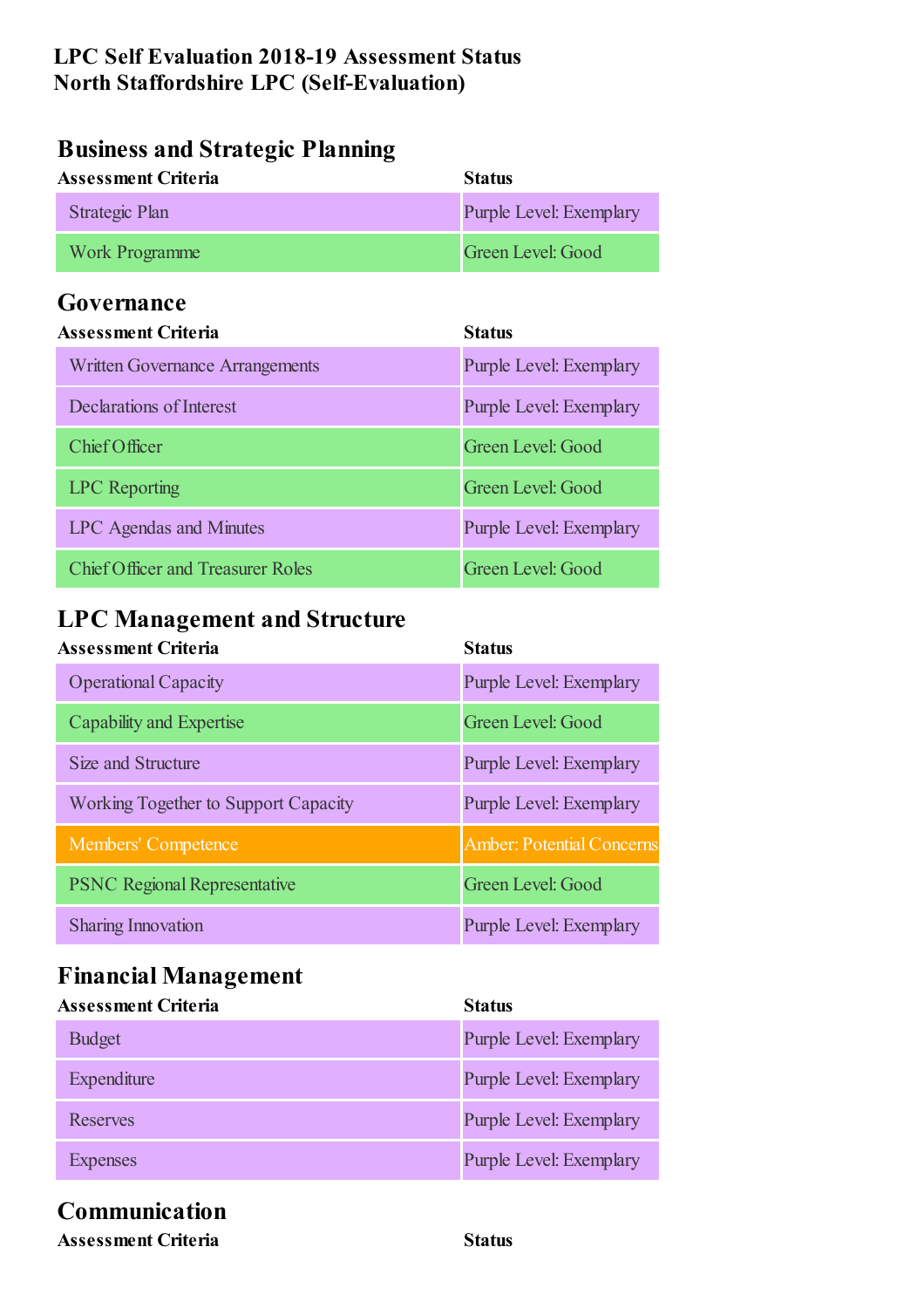**LPC Self Evaluation 2018-19 Assessment Status**
**North Staffordshire LPC (Self-Evaluation)**

## Business and Strategic Planning

| Assessment Criteria | Status |
|---|---|
| Strategic Plan | Purple Level: Exemplary |
| Work Programme | Green Level: Good |

## Governance

| Assessment Criteria | Status |
|---|---|
| Written Governance Arrangements | Purple Level: Exemplary |
| Declarations of Interest | Purple Level: Exemplary |
| Chief Officer | Green Level: Good |
| LPC Reporting | Green Level: Good |
| LPC Agendas and Minutes | Purple Level: Exemplary |
| Chief Officer and Treasurer Roles | Green Level: Good |

## LPC Management and Structure

| Assessment Criteria | Status |
|---|---|
| Operational Capacity | Purple Level: Exemplary |
| Capability and Expertise | Green Level: Good |
| Size and Structure | Purple Level: Exemplary |
| Working Together to Support Capacity | Purple Level: Exemplary |
| Members' Competence | Amber: Potential Concerns |
| PSNC Regional Representative | Green Level: Good |
| Sharing Innovation | Purple Level: Exemplary |

## Financial Management

| Assessment Criteria | Status |
|---|---|
| Budget | Purple Level: Exemplary |
| Expenditure | Purple Level: Exemplary |
| Reserves | Purple Level: Exemplary |
| Expenses | Purple Level: Exemplary |

## Communication

| Assessment Criteria | Status |
|---|---|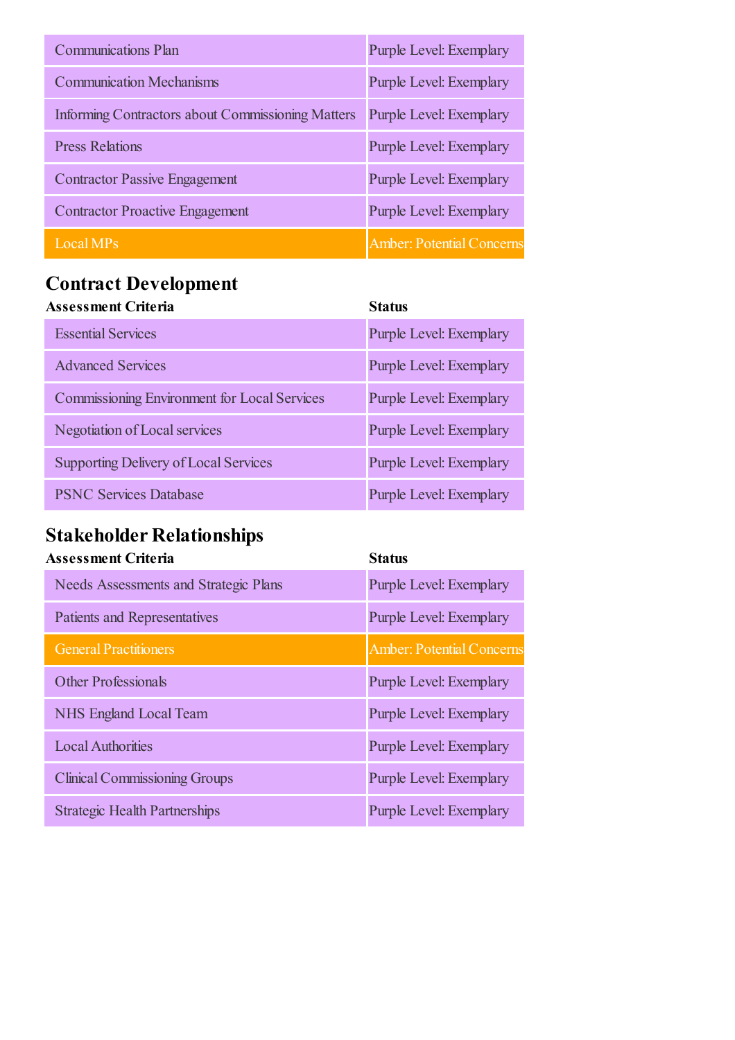| | |
|---|---|
| Communications Plan | Purple Level: Exemplary |
| Communication Mechanisms | Purple Level: Exemplary |
| Informing Contractors about Commissioning Matters | Purple Level: Exemplary |
| Press Relations | Purple Level: Exemplary |
| Contractor Passive Engagement | Purple Level: Exemplary |
| Contractor Proactive Engagement | Purple Level: Exemplary |
| Local MPs | Amber: Potential Concerns |

## Contract Development

| Assessment Criteria | Status |
|---|---|
| Essential Services | Purple Level: Exemplary |
| Advanced Services | Purple Level: Exemplary |
| Commissioning Environment for Local Services | Purple Level: Exemplary |
| Negotiation of Local services | Purple Level: Exemplary |
| Supporting Delivery of Local Services | Purple Level: Exemplary |
| PSNC Services Database | Purple Level: Exemplary |

## Stakeholder Relationships

| Assessment Criteria | Status |
|---|---|
| Needs Assessments and Strategic Plans | Purple Level: Exemplary |
| Patients and Representatives | Purple Level: Exemplary |
| General Practitioners | Amber: Potential Concerns |
| Other Professionals | Purple Level: Exemplary |
| NHS England Local Team | Purple Level: Exemplary |
| Local Authorities | Purple Level: Exemplary |
| Clinical Commissioning Groups | Purple Level: Exemplary |
| Strategic Health Partnerships | Purple Level: Exemplary |